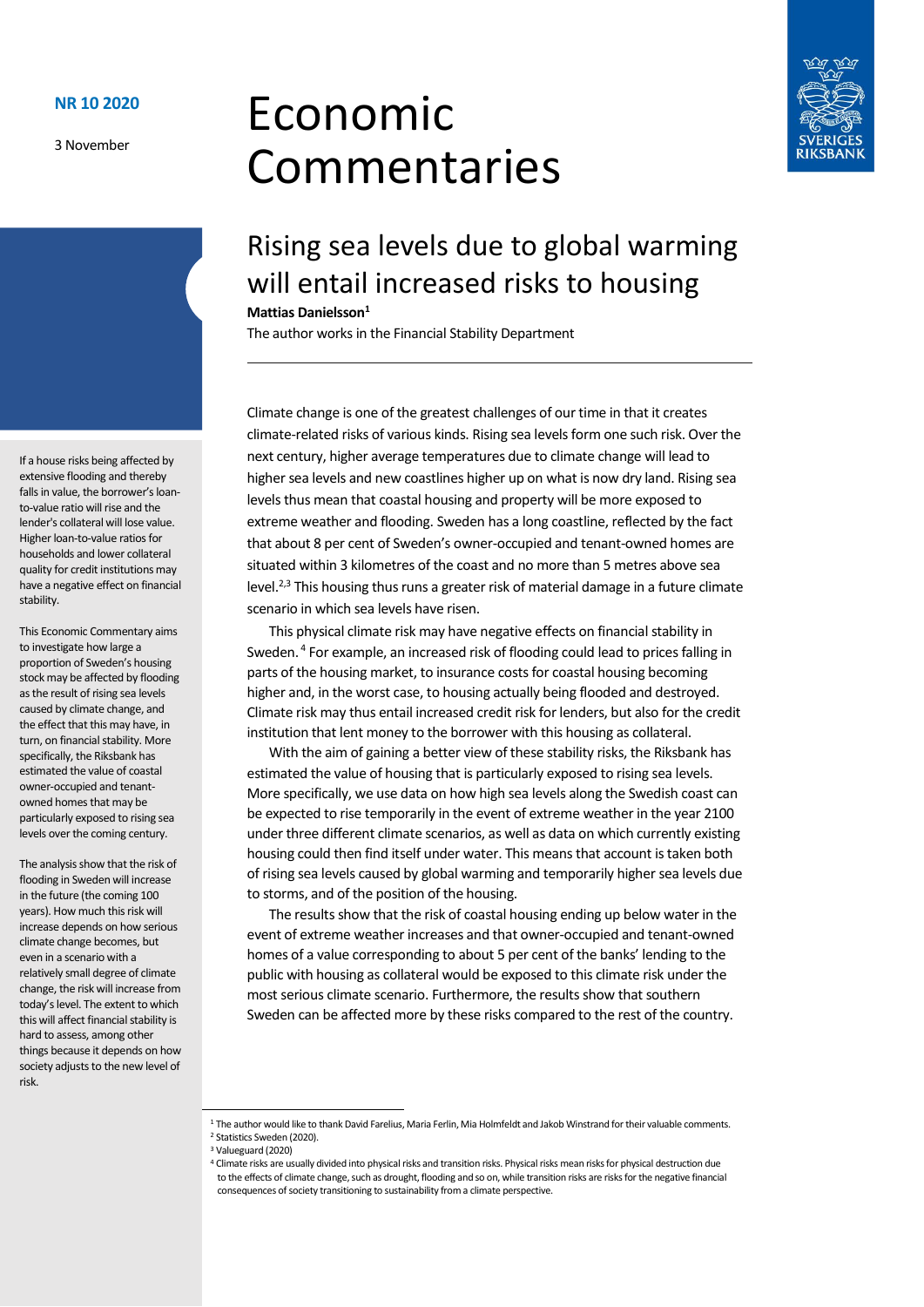NR 10 2020

3 November

# Economic Commentaries

## Rising sea levels due to global warming will entail increased risks to housing

**Mattias Danielsson**[1]

The author works in the Financial Stability Department

If a house risks being affected by extensive flooding and thereby falls in value, the borrower's loan-to-value ratio will rise and the lender's collateral will lose value. Higher loan-to-value ratios for households and lower collateral quality for credit institutions may have a negative effect on financial stability.

This Economic Commentary aims to investigate how large a proportion of Sweden's housing stock may be affected by flooding as the result of rising sea levels caused by climate change, and the effect that this may have, in turn, on financial stability. More specifically, the Riksbank has estimated the value of coastal owner-occupied and tenant-owned homes that may be particularly exposed to rising sea levels over the coming century.

The analysis show that the risk of flooding in Sweden will increase in the future (the coming 100 years). How much this risk will increase depends on how serious climate change becomes, but even in a scenario with a relatively small degree of climate change, the risk will increase from today's level. The extent to which this will affect financial stability is hard to assess, among other things because it depends on how society adjusts to the new level of risk.

Climate change is one of the greatest challenges of our time in that it creates climate-related risks of various kinds. Rising sea levels form one such risk. Over the next century, higher average temperatures due to climate change will lead to higher sea levels and new coastlines higher up on what is now dry land. Rising sea levels thus mean that coastal housing and property will be more exposed to extreme weather and flooding. Sweden has a long coastline, reflected by the fact that about 8 per cent of Sweden's owner-occupied and tenant-owned homes are situated within 3 kilometres of the coast and no more than 5 metres above sea level.[2,3] This housing thus runs a greater risk of material damage in a future climate scenario in which sea levels have risen.

This physical climate risk may have negative effects on financial stability in Sweden.[4] For example, an increased risk of flooding could lead to prices falling in parts of the housing market, to insurance costs for coastal housing becoming higher and, in the worst case, to housing actually being flooded and destroyed. Climate risk may thus entail increased credit risk for lenders, but also for the credit institution that lent money to the borrower with this housing as collateral.

With the aim of gaining a better view of these stability risks, the Riksbank has estimated the value of housing that is particularly exposed to rising sea levels. More specifically, we use data on how high sea levels along the Swedish coast can be expected to rise temporarily in the event of extreme weather in the year 2100 under three different climate scenarios, as well as data on which currently existing housing could then find itself under water. This means that account is taken both of rising sea levels caused by global warming and temporarily higher sea levels due to storms, and of the position of the housing.

The results show that the risk of coastal housing ending up below water in the event of extreme weather increases and that owner-occupied and tenant-owned homes of a value corresponding to about 5 per cent of the banks' lending to the public with housing as collateral would be exposed to this climate risk under the most serious climate scenario. Furthermore, the results show that southern Sweden can be affected more by these risks compared to the rest of the country.

---

[1] The author would like to thank David Farelius, Maria Ferlin, Mia Holmfeldt and Jakob Winstrand for their valuable comments.

[2] Statistics Sweden (2020).

[3] Valueguard (2020)

[4] Climate risks are usually divided into physical risks and transition risks. Physical risks mean risks for physical destruction due to the effects of climate change, such as drought, flooding and so on, while transition risks are risks for the negative financial consequences of society transitioning to sustainability from a climate perspective.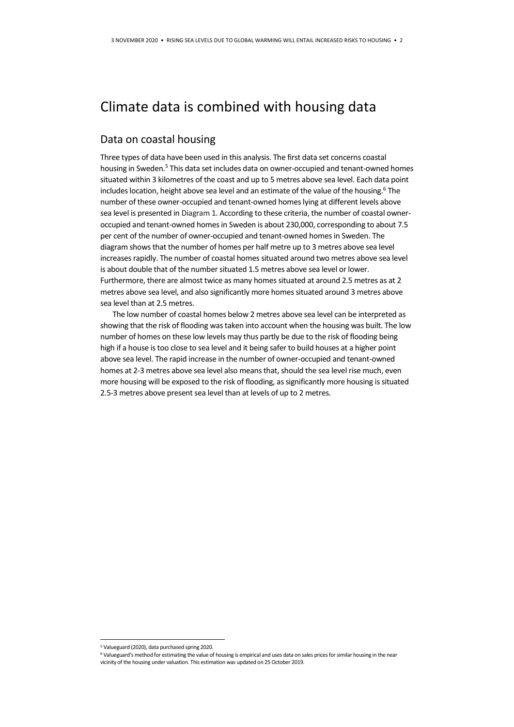# Climate data is combined with housing data

## Data on coastal housing

Three types of data have been used in this analysis. The first data set concerns coastal housing in Sweden.[5] This data set includes data on owner-occupied and tenant-owned homes situated within 3 kilometres of the coast and up to 5 metres above sea level. Each data point includes location, height above sea level and an estimate of the value of the housing.[6] The number of these owner-occupied and tenant-owned homes lying at different levels above sea level is presented in Diagram 1. According to these criteria, the number of coastal owner-occupied and tenant-owned homes in Sweden is about 230,000, corresponding to about 7.5 per cent of the number of owner-occupied and tenant-owned homes in Sweden. The diagram shows that the number of homes per half metre up to 3 metres above sea level increases rapidly. The number of coastal homes situated around two metres above sea level is about double that of the number situated 1.5 metres above sea level or lower. Furthermore, there are almost twice as many homes situated at around 2.5 metres as at 2 metres above sea level, and also significantly more homes situated around 3 metres above sea level than at 2.5 metres.

The low number of coastal homes below 2 metres above sea level can be interpreted as showing that the risk of flooding was taken into account when the housing was built. The low number of homes on these low levels may thus partly be due to the risk of flooding being high if a house is too close to sea level and it being safer to build houses at a higher point above sea level. The rapid increase in the number of owner-occupied and tenant-owned homes at 2-3 metres above sea level also means that, should the sea level rise much, even more housing will be exposed to the risk of flooding, as significantly more housing is situated 2.5-3 metres above present sea level than at levels of up to 2 metres.

---

[5] Valueguard (2020), data purchased spring 2020.

[6] Valueguard's method for estimating the value of housing is empirical and uses data on sales prices for similar housing in the near vicinity of the housing under valuation. This estimation was updated on 25 October 2019.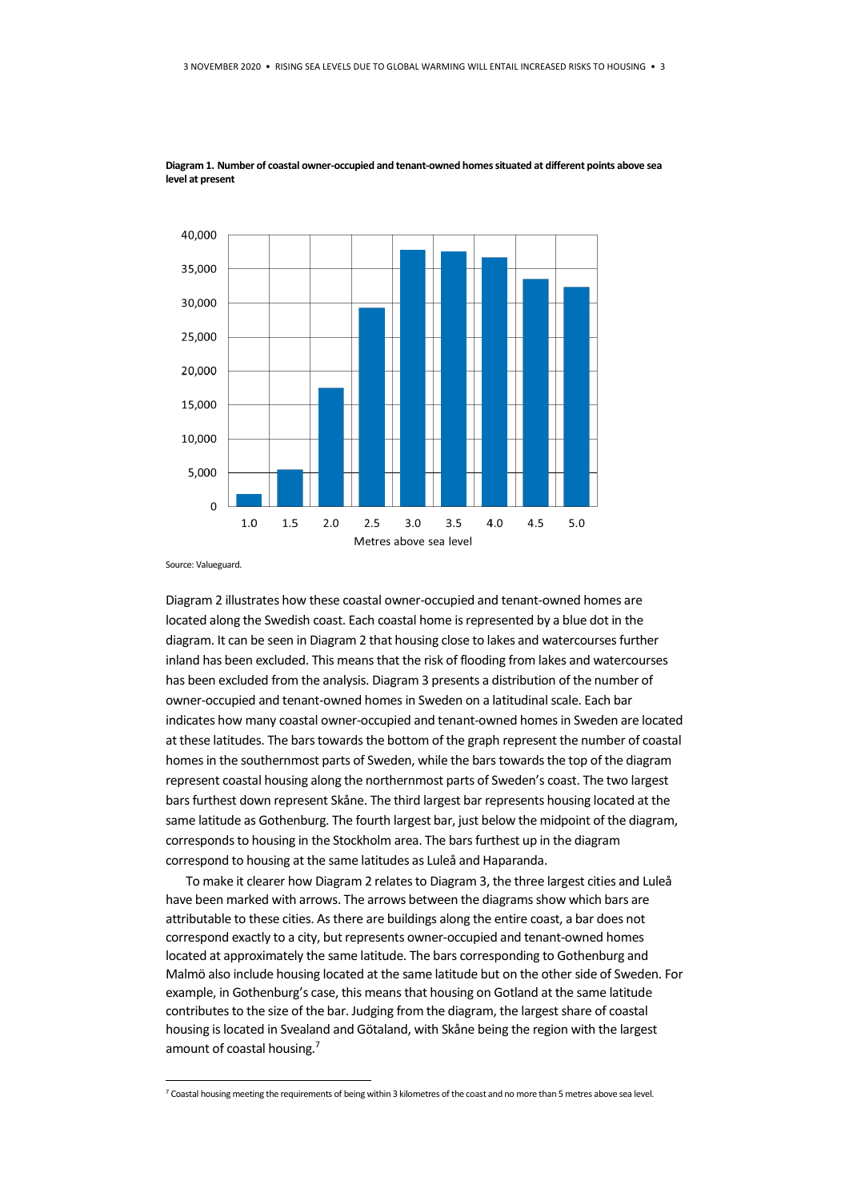**Diagram 1. Number of coastal owner-occupied and tenant-owned homes situated at different points above sea level at present**

Source: Valueguard.

Diagram 2 illustrates how these coastal owner-occupied and tenant-owned homes are located along the Swedish coast. Each coastal home is represented by a blue dot in the diagram. It can be seen in Diagram 2 that housing close to lakes and watercourses further inland has been excluded. This means that the risk of flooding from lakes and watercourses has been excluded from the analysis. Diagram 3 presents a distribution of the number of owner-occupied and tenant-owned homes in Sweden on a latitudinal scale. Each bar indicates how many coastal owner-occupied and tenant-owned homes in Sweden are located at these latitudes. The bars towards the bottom of the graph represent the number of coastal homes in the southernmost parts of Sweden, while the bars towards the top of the diagram represent coastal housing along the northernmost parts of Sweden's coast. The two largest bars furthest down represent Skåne. The third largest bar represents housing located at the same latitude as Gothenburg. The fourth largest bar, just below the midpoint of the diagram, corresponds to housing in the Stockholm area. The bars furthest up in the diagram correspond to housing at the same latitudes as Luleå and Haparanda.

To make it clearer how Diagram 2 relates to Diagram 3, the three largest cities and Luleå have been marked with arrows. The arrows between the diagrams show which bars are attributable to these cities. As there are buildings along the entire coast, a bar does not correspond exactly to a city, but represents owner-occupied and tenant-owned homes located at approximately the same latitude. The bars corresponding to Gothenburg and Malmö also include housing located at the same latitude but on the other side of Sweden. For example, in Gothenburg's case, this means that housing on Gotland at the same latitude contributes to the size of the bar. Judging from the diagram, the largest share of coastal housing is located in Svealand and Götaland, with Skåne being the region with the largest amount of coastal housing.[7]

[7] Coastal housing meeting the requirements of being within 3 kilometres of the coast and no more than 5 metres above sea level.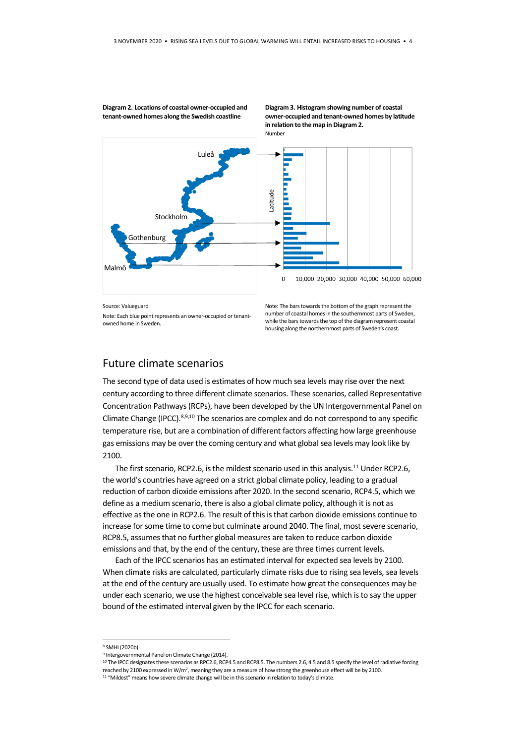**Diagram 2. Locations of coastal owner-occupied and tenant-owned homes along the Swedish coastline**

**Diagram 3. Histogram showing number of coastal owner-occupied and tenant-owned homes by latitude in relation to the map in Diagram 2.**

Number

Source: Valueguard

Note: Each blue point represents an owner-occupied or tenant-owned home in Sweden.

Note: The bars towards the bottom of the graph represent the number of coastal homes in the southernmost parts of Sweden, while the bars towards the top of the diagram represent coastal housing along the northernmost parts of Sweden's coast.

## Future climate scenarios

The second type of data used is estimates of how much sea levels may rise over the next century according to three different climate scenarios. These scenarios, called Representative Concentration Pathways (RCPs), have been developed by the UN Intergovernmental Panel on Climate Change (IPCC).[8,9,10] The scenarios are complex and do not correspond to any specific temperature rise, but are a combination of different factors affecting how large greenhouse gas emissions may be over the coming century and what global sea levels may look like by 2100.

The first scenario, RCP2.6, is the mildest scenario used in this analysis.[11] Under RCP2.6, the world's countries have agreed on a strict global climate policy, leading to a gradual reduction of carbon dioxide emissions after 2020. In the second scenario, RCP4.5, which we define as a medium scenario, there is also a global climate policy, although it is not as effective as the one in RCP2.6. The result of this is that carbon dioxide emissions continue to increase for some time to come but culminate around 2040. The final, most severe scenario, RCP8.5, assumes that no further global measures are taken to reduce carbon dioxide emissions and that, by the end of the century, these are three times current levels.

Each of the IPCC scenarios has an estimated interval for expected sea levels by 2100. When climate risks are calculated, particularly climate risks due to rising sea levels, sea levels at the end of the century are usually used. To estimate how great the consequences may be under each scenario, we use the highest conceivable sea level rise, which is to say the upper bound of the estimated interval given by the IPCC for each scenario.

---

[8] SMHI (2020b).

[9] Intergovernmental Panel on Climate Change (2014).

[10] The IPCC designates these scenarios as RPC2.6, RCP4.5 and RCP8.5. The numbers 2.6, 4.5 and 8.5 specify the level of radiative forcing reached by 2100 expressed in $W/m^2$, meaning they are a measure of how strong the greenhouse effect will be by 2100.

[11] "Mildest" means how severe climate change will be in this scenario in relation to today's climate.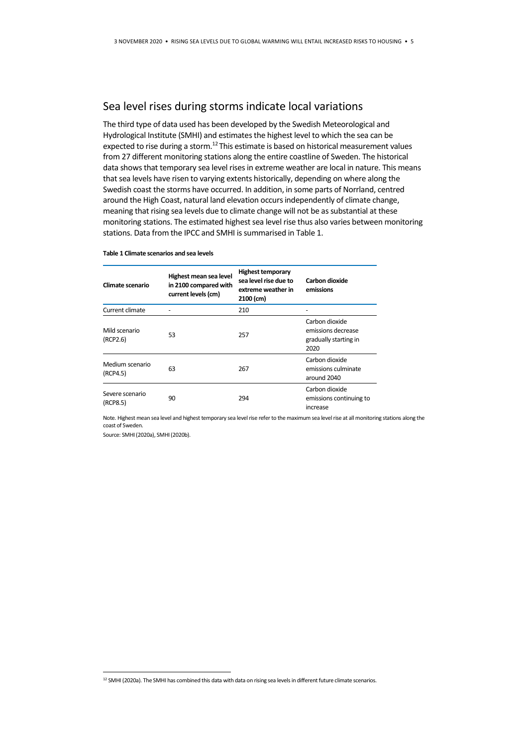## Sea level rises during storms indicate local variations

The third type of data used has been developed by the Swedish Meteorological and Hydrological Institute (SMHI) and estimates the highest level to which the sea can be expected to rise during a storm.[12] This estimate is based on historical measurement values from 27 different monitoring stations along the entire coastline of Sweden. The historical data shows that temporary sea level rises in extreme weather are local in nature. This means that sea levels have risen to varying extents historically, depending on where along the Swedish coast the storms have occurred. In addition, in some parts of Norrland, centred around the High Coast, natural land elevation occurs independently of climate change, meaning that rising sea levels due to climate change will not be as substantial at these monitoring stations. The estimated highest sea level rise thus also varies between monitoring stations. Data from the IPCC and SMHI is summarised in Table 1.

**Table 1 Climate scenarios and sea levels**

| Climate scenario | Highest mean sea level in 2100 compared with current levels (cm) | Highest temporary sea level rise due to extreme weather in 2100 (cm) | Carbon dioxide emissions |
|---|---|---|---|
| Current climate | - | 210 | - |
| Mild scenario (RCP2.6) | 53 | 257 | Carbon dioxide emissions decrease gradually starting in 2020 |
| Medium scenario (RCP4.5) | 63 | 267 | Carbon dioxide emissions culminate around 2040 |
| Severe scenario (RCP8.5) | 90 | 294 | Carbon dioxide emissions continuing to increase |

Note. Highest mean sea level and highest temporary sea level rise refer to the maximum sea level rise at all monitoring stations along the coast of Sweden.

Source: SMHI (2020a), SMHI (2020b).

[12] SMHI (2020a). The SMHI has combined this data with data on rising sea levels in different future climate scenarios.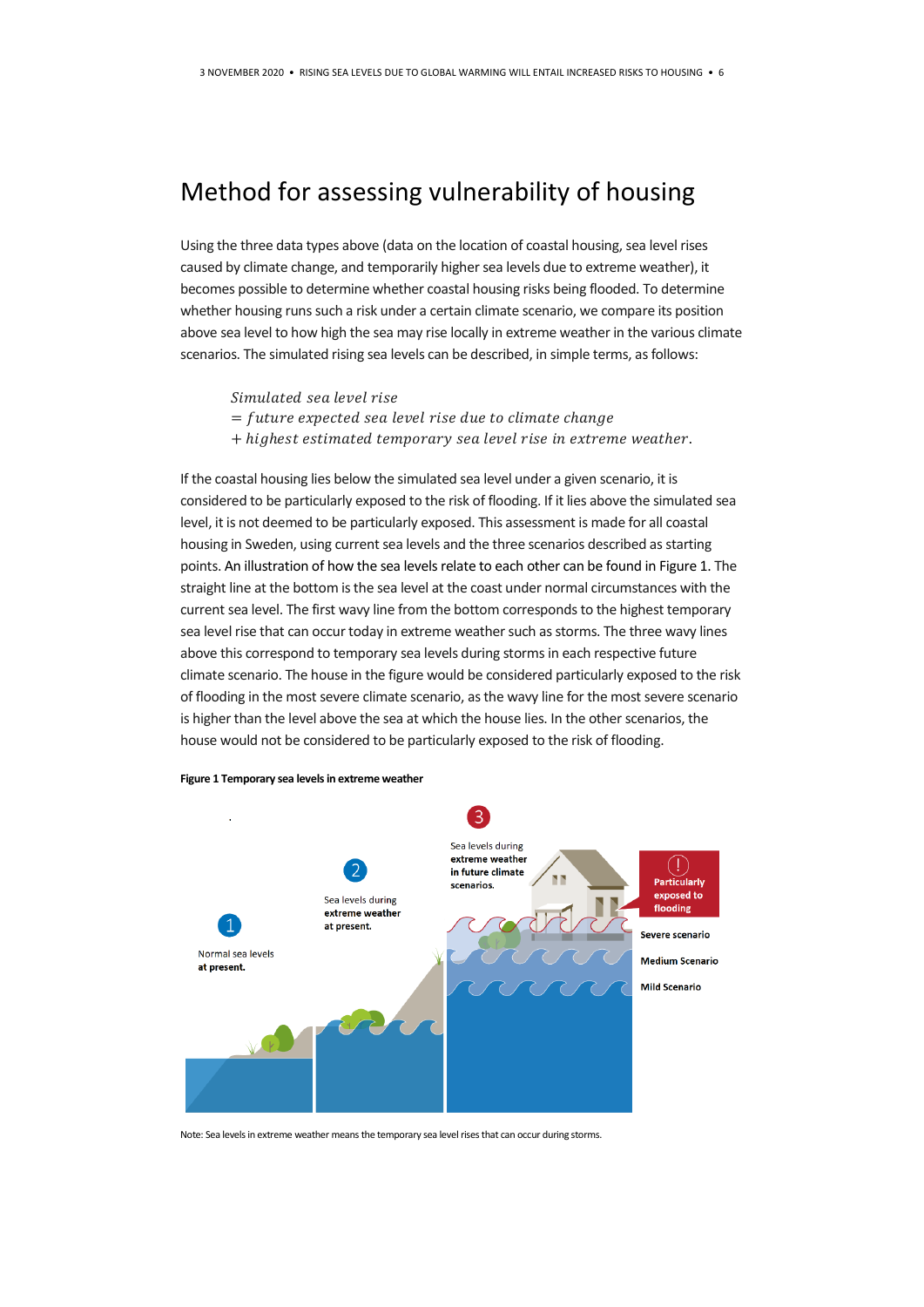# Method for assessing vulnerability of housing

Using the three data types above (data on the location of coastal housing, sea level rises caused by climate change, and temporarily higher sea levels due to extreme weather), it becomes possible to determine whether coastal housing risks being flooded. To determine whether housing runs such a risk under a certain climate scenario, we compare its position above sea level to how high the sea may rise locally in extreme weather in the various climate scenarios. The simulated rising sea levels can be described, in simple terms, as follows:

$$
\begin{aligned}
&\textit{Simulated sea level rise} \\
&= \textit{future expected sea level rise due to climate change} \\
&+ \textit{highest estimated temporary sea level rise in extreme weather}.
\end{aligned}
$$

If the coastal housing lies below the simulated sea level under a given scenario, it is considered to be particularly exposed to the risk of flooding. If it lies above the simulated sea level, it is not deemed to be particularly exposed. This assessment is made for all coastal housing in Sweden, using current sea levels and the three scenarios described as starting points. An illustration of how the sea levels relate to each other can be found in Figure 1. The straight line at the bottom is the sea level at the coast under normal circumstances with the current sea level. The first wavy line from the bottom corresponds to the highest temporary sea level rise that can occur today in extreme weather such as storms. The three wavy lines above this correspond to temporary sea levels during storms in each respective future climate scenario. The house in the figure would be considered particularly exposed to the risk of flooding in the most severe climate scenario, as the wavy line for the most severe scenario is higher than the level above the sea at which the house lies. In the other scenarios, the house would not be considered to be particularly exposed to the risk of flooding.

**Figure 1 Temporary sea levels in extreme weather**

1 Normal sea levels **at present.**

2 Sea levels during **extreme weather at present.**

3 Sea levels during **extreme weather in future climate scenarios.**

! **Particularly exposed to flooding**

**Severe scenario**

**Medium Scenario**

**Mild Scenario**

Note: Sea levels in extreme weather means the temporary sea level rises that can occur during storms.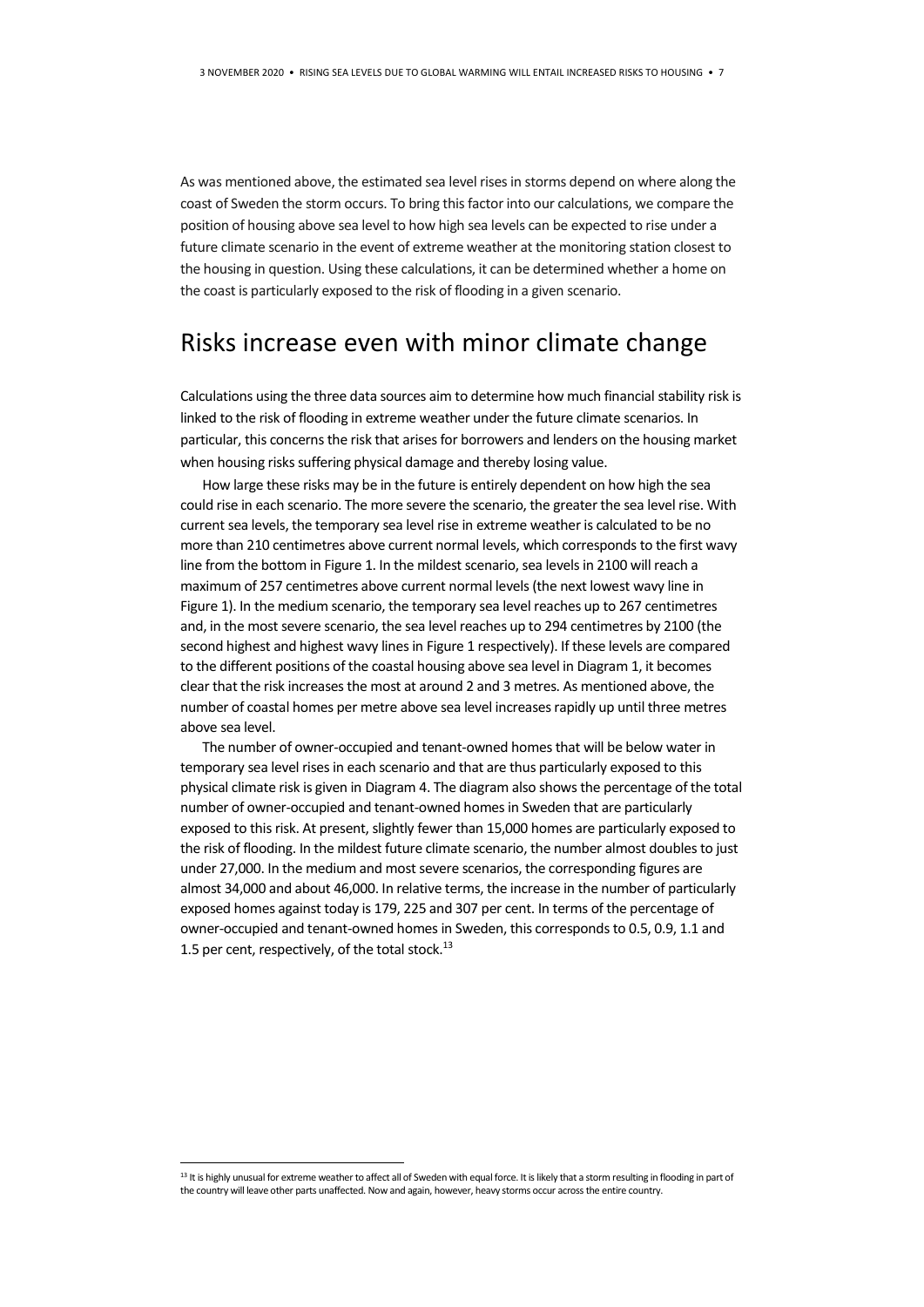As was mentioned above, the estimated sea level rises in storms depend on where along the coast of Sweden the storm occurs. To bring this factor into our calculations, we compare the position of housing above sea level to how high sea levels can be expected to rise under a future climate scenario in the event of extreme weather at the monitoring station closest to the housing in question. Using these calculations, it can be determined whether a home on the coast is particularly exposed to the risk of flooding in a given scenario.

## Risks increase even with minor climate change

Calculations using the three data sources aim to determine how much financial stability risk is linked to the risk of flooding in extreme weather under the future climate scenarios. In particular, this concerns the risk that arises for borrowers and lenders on the housing market when housing risks suffering physical damage and thereby losing value.

How large these risks may be in the future is entirely dependent on how high the sea could rise in each scenario. The more severe the scenario, the greater the sea level rise. With current sea levels, the temporary sea level rise in extreme weather is calculated to be no more than 210 centimetres above current normal levels, which corresponds to the first wavy line from the bottom in Figure 1. In the mildest scenario, sea levels in 2100 will reach a maximum of 257 centimetres above current normal levels (the next lowest wavy line in Figure 1). In the medium scenario, the temporary sea level reaches up to 267 centimetres and, in the most severe scenario, the sea level reaches up to 294 centimetres by 2100 (the second highest and highest wavy lines in Figure 1 respectively). If these levels are compared to the different positions of the coastal housing above sea level in Diagram 1, it becomes clear that the risk increases the most at around 2 and 3 metres. As mentioned above, the number of coastal homes per metre above sea level increases rapidly up until three metres above sea level.

The number of owner-occupied and tenant-owned homes that will be below water in temporary sea level rises in each scenario and that are thus particularly exposed to this physical climate risk is given in Diagram 4. The diagram also shows the percentage of the total number of owner-occupied and tenant-owned homes in Sweden that are particularly exposed to this risk. At present, slightly fewer than 15,000 homes are particularly exposed to the risk of flooding. In the mildest future climate scenario, the number almost doubles to just under 27,000. In the medium and most severe scenarios, the corresponding figures are almost 34,000 and about 46,000. In relative terms, the increase in the number of particularly exposed homes against today is 179, 225 and 307 per cent. In terms of the percentage of owner-occupied and tenant-owned homes in Sweden, this corresponds to 0.5, 0.9, 1.1 and 1.5 per cent, respectively, of the total stock.[13]

[13] It is highly unusual for extreme weather to affect all of Sweden with equal force. It is likely that a storm resulting in flooding in part of the country will leave other parts unaffected. Now and again, however, heavy storms occur across the entire country.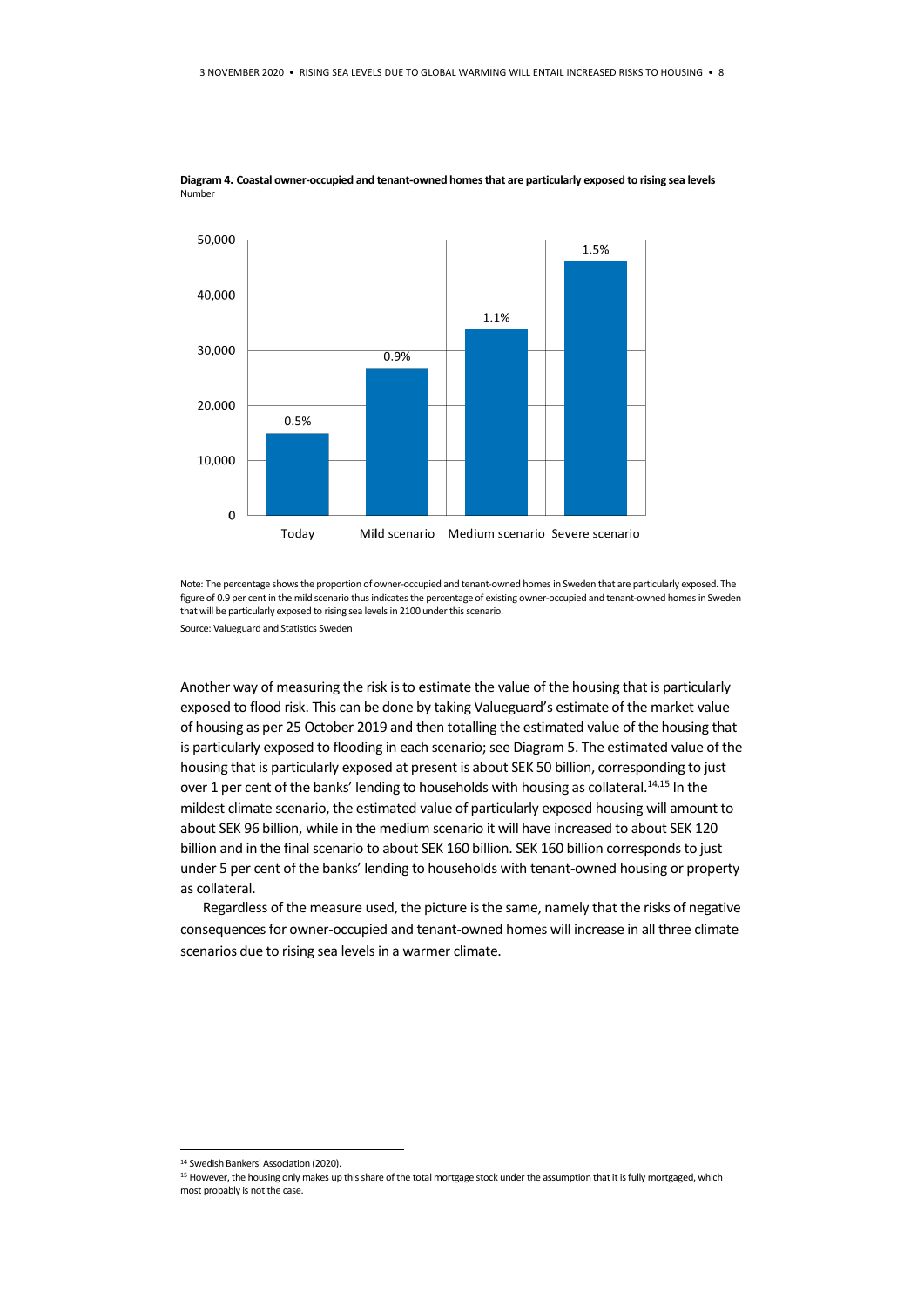**Diagram 4. Coastal owner-occupied and tenant-owned homes that are particularly exposed to rising sea levels**
Number

Note: The percentage shows the proportion of owner-occupied and tenant-owned homes in Sweden that are particularly exposed. The figure of 0.9 per cent in the mild scenario thus indicates the percentage of existing owner-occupied and tenant-owned homes in Sweden that will be particularly exposed to rising sea levels in 2100 under this scenario.

Source: Valueguard and Statistics Sweden

Another way of measuring the risk is to estimate the value of the housing that is particularly exposed to flood risk. This can be done by taking Valueguard's estimate of the market value of housing as per 25 October 2019 and then totalling the estimated value of the housing that is particularly exposed to flooding in each scenario; see Diagram 5. The estimated value of the housing that is particularly exposed at present is about SEK 50 billion, corresponding to just over 1 per cent of the banks' lending to households with housing as collateral.[14,15] In the mildest climate scenario, the estimated value of particularly exposed housing will amount to about SEK 96 billion, while in the medium scenario it will have increased to about SEK 120 billion and in the final scenario to about SEK 160 billion. SEK 160 billion corresponds to just under 5 per cent of the banks' lending to households with tenant-owned housing or property as collateral.

Regardless of the measure used, the picture is the same, namely that the risks of negative consequences for owner-occupied and tenant-owned homes will increase in all three climate scenarios due to rising sea levels in a warmer climate.

[14] Swedish Bankers' Association (2020).

[15] However, the housing only makes up this share of the total mortgage stock under the assumption that it is fully mortgaged, which most probably is not the case.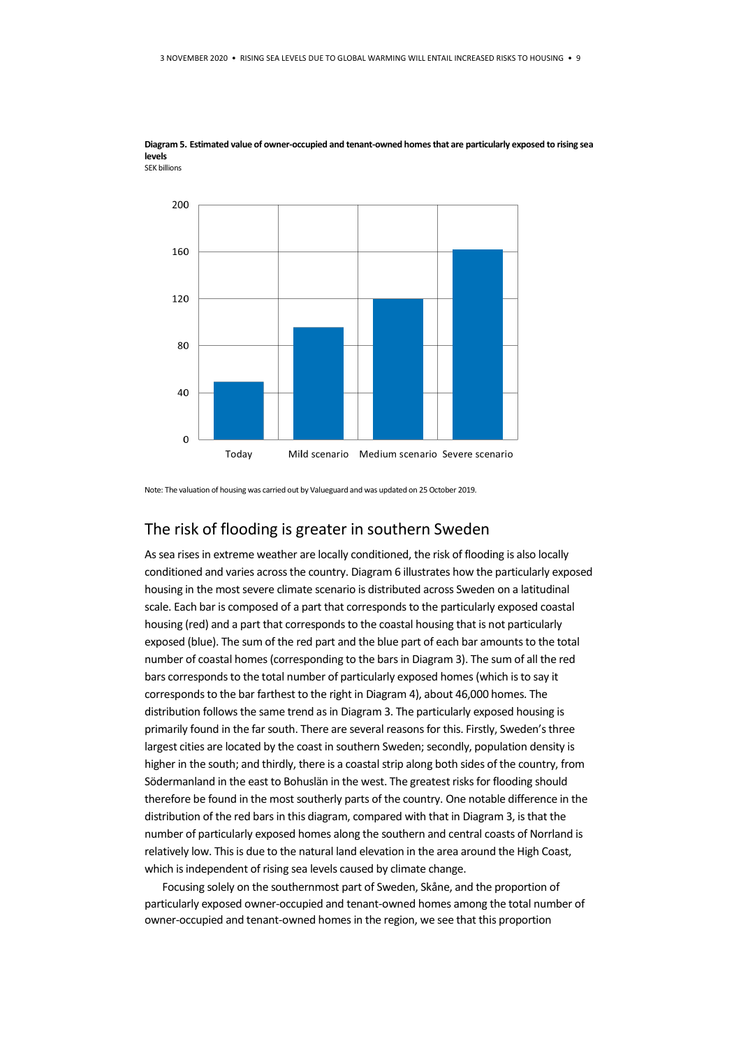**Diagram 5. Estimated value of owner-occupied and tenant-owned homes that are particularly exposed to rising sea levels**
SEK billions

Note: The valuation of housing was carried out by Valueguard and was updated on 25 October 2019.

## The risk of flooding is greater in southern Sweden

As sea rises in extreme weather are locally conditioned, the risk of flooding is also locally conditioned and varies across the country. Diagram 6 illustrates how the particularly exposed housing in the most severe climate scenario is distributed across Sweden on a latitudinal scale. Each bar is composed of a part that corresponds to the particularly exposed coastal housing (red) and a part that corresponds to the coastal housing that is not particularly exposed (blue). The sum of the red part and the blue part of each bar amounts to the total number of coastal homes (corresponding to the bars in Diagram 3). The sum of all the red bars corresponds to the total number of particularly exposed homes (which is to say it corresponds to the bar farthest to the right in Diagram 4), about 46,000 homes. The distribution follows the same trend as in Diagram 3. The particularly exposed housing is primarily found in the far south. There are several reasons for this. Firstly, Sweden's three largest cities are located by the coast in southern Sweden; secondly, population density is higher in the south; and thirdly, there is a coastal strip along both sides of the country, from Södermanland in the east to Bohuslän in the west. The greatest risks for flooding should therefore be found in the most southerly parts of the country. One notable difference in the distribution of the red bars in this diagram, compared with that in Diagram 3, is that the number of particularly exposed homes along the southern and central coasts of Norrland is relatively low. This is due to the natural land elevation in the area around the High Coast, which is independent of rising sea levels caused by climate change.

Focusing solely on the southernmost part of Sweden, Skåne, and the proportion of particularly exposed owner-occupied and tenant-owned homes among the total number of owner-occupied and tenant-owned homes in the region, we see that this proportion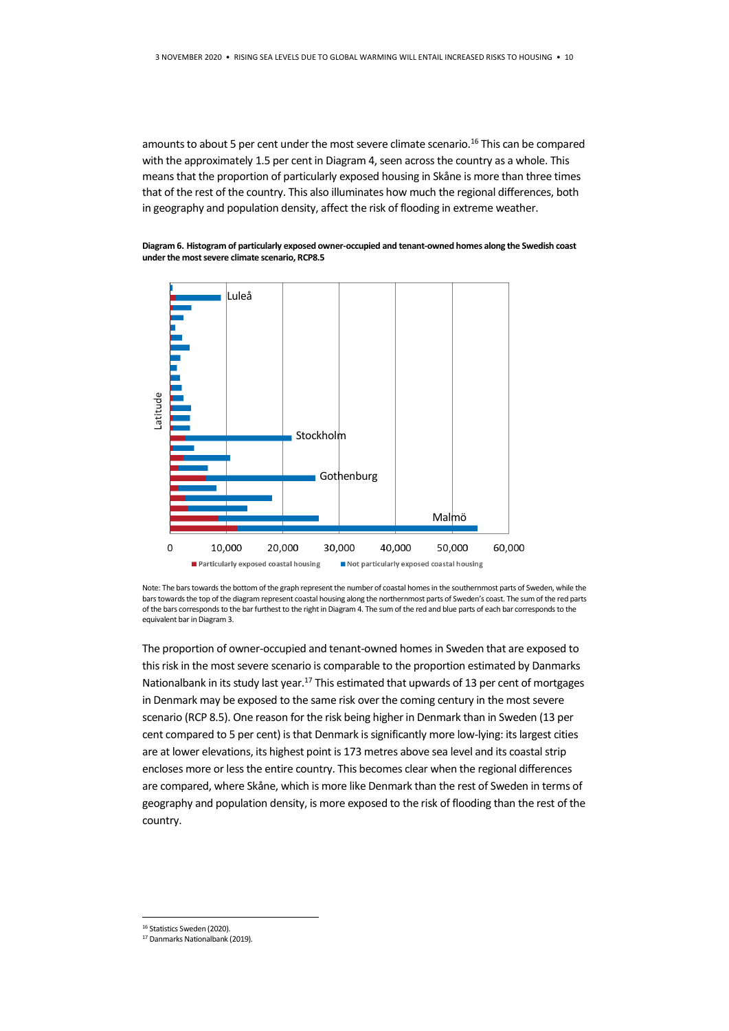amounts to about 5 per cent under the most severe climate scenario.[16] This can be compared with the approximately 1.5 per cent in Diagram 4, seen across the country as a whole. This means that the proportion of particularly exposed housing in Skåne is more than three times that of the rest of the country. This also illuminates how much the regional differences, both in geography and population density, affect the risk of flooding in extreme weather.

**Diagram 6. Histogram of particularly exposed owner-occupied and tenant-owned homes along the Swedish coast under the most severe climate scenario, RCP8.5**

Note: The bars towards the bottom of the graph represent the number of coastal homes in the southernmost parts of Sweden, while the bars towards the top of the diagram represent coastal housing along the northernmost parts of Sweden's coast. The sum of the red parts of the bars corresponds to the bar furthest to the right in Diagram 4. The sum of the red and blue parts of each bar corresponds to the equivalent bar in Diagram 3.

The proportion of owner-occupied and tenant-owned homes in Sweden that are exposed to this risk in the most severe scenario is comparable to the proportion estimated by Danmarks Nationalbank in its study last year.[17] This estimated that upwards of 13 per cent of mortgages in Denmark may be exposed to the same risk over the coming century in the most severe scenario (RCP 8.5). One reason for the risk being higher in Denmark than in Sweden (13 per cent compared to 5 per cent) is that Denmark is significantly more low-lying: its largest cities are at lower elevations, its highest point is 173 metres above sea level and its coastal strip encloses more or less the entire country. This becomes clear when the regional differences are compared, where Skåne, which is more like Denmark than the rest of Sweden in terms of geography and population density, is more exposed to the risk of flooding than the rest of the country.

---

[16] Statistics Sweden (2020).

[17] Danmarks Nationalbank (2019).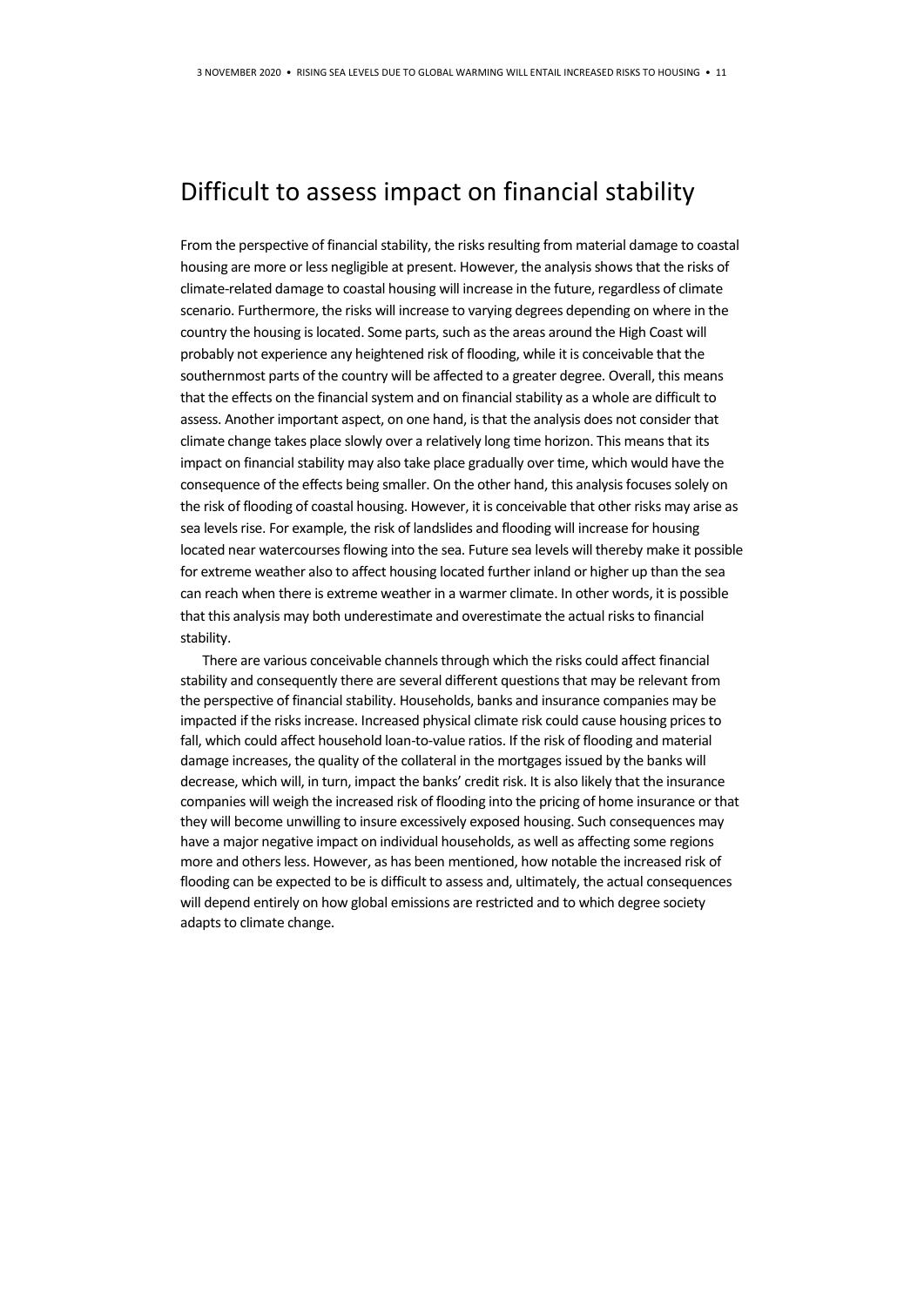# Difficult to assess impact on financial stability

From the perspective of financial stability, the risks resulting from material damage to coastal housing are more or less negligible at present. However, the analysis shows that the risks of climate-related damage to coastal housing will increase in the future, regardless of climate scenario. Furthermore, the risks will increase to varying degrees depending on where in the country the housing is located. Some parts, such as the areas around the High Coast will probably not experience any heightened risk of flooding, while it is conceivable that the southernmost parts of the country will be affected to a greater degree. Overall, this means that the effects on the financial system and on financial stability as a whole are difficult to assess. Another important aspect, on one hand, is that the analysis does not consider that climate change takes place slowly over a relatively long time horizon. This means that its impact on financial stability may also take place gradually over time, which would have the consequence of the effects being smaller. On the other hand, this analysis focuses solely on the risk of flooding of coastal housing. However, it is conceivable that other risks may arise as sea levels rise. For example, the risk of landslides and flooding will increase for housing located near watercourses flowing into the sea. Future sea levels will thereby make it possible for extreme weather also to affect housing located further inland or higher up than the sea can reach when there is extreme weather in a warmer climate. In other words, it is possible that this analysis may both underestimate and overestimate the actual risks to financial stability.

There are various conceivable channels through which the risks could affect financial stability and consequently there are several different questions that may be relevant from the perspective of financial stability. Households, banks and insurance companies may be impacted if the risks increase. Increased physical climate risk could cause housing prices to fall, which could affect household loan-to-value ratios. If the risk of flooding and material damage increases, the quality of the collateral in the mortgages issued by the banks will decrease, which will, in turn, impact the banks' credit risk. It is also likely that the insurance companies will weigh the increased risk of flooding into the pricing of home insurance or that they will become unwilling to insure excessively exposed housing. Such consequences may have a major negative impact on individual households, as well as affecting some regions more and others less. However, as has been mentioned, how notable the increased risk of flooding can be expected to be is difficult to assess and, ultimately, the actual consequences will depend entirely on how global emissions are restricted and to which degree society adapts to climate change.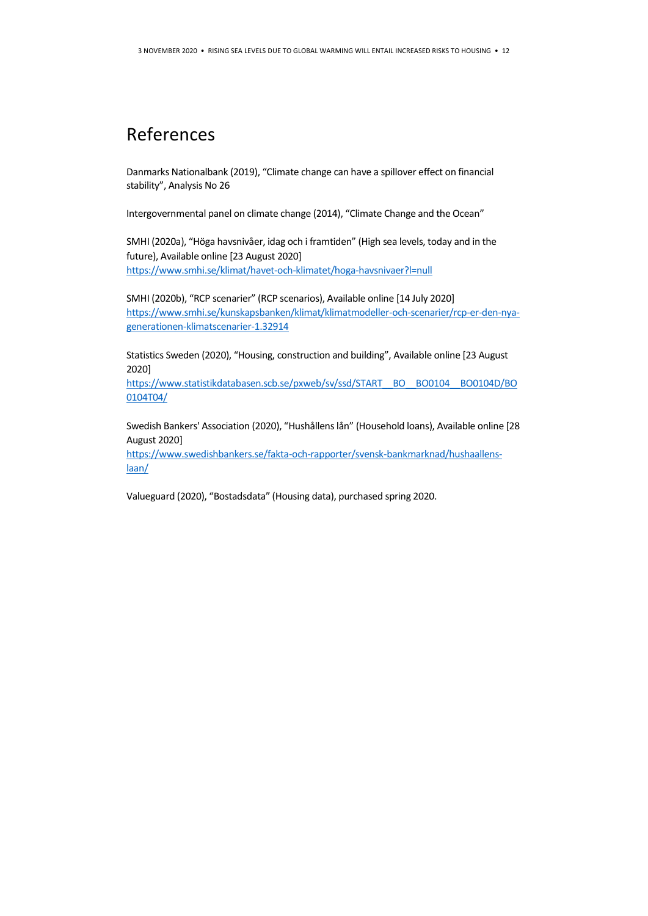# References

Danmarks Nationalbank (2019), "Climate change can have a spillover effect on financial stability", Analysis No 26

Intergovernmental panel on climate change (2014), "Climate Change and the Ocean"

SMHI (2020a), "Höga havsnivåer, idag och i framtiden" (High sea levels, today and in the future), Available online [23 August 2020] https://www.smhi.se/klimat/havet-och-klimatet/hoga-havsnivaer?l=null

SMHI (2020b), "RCP scenarier" (RCP scenarios), Available online [14 July 2020] https://www.smhi.se/kunskapsbanken/klimat/klimatmodeller-och-scenarier/rcp-er-den-nya-generationen-klimatscenarier-1.32914

Statistics Sweden (2020), "Housing, construction and building", Available online [23 August 2020] https://www.statistikdatabasen.scb.se/pxweb/sv/ssd/START__BO__BO0104__BO0104D/BO0104T04/

Swedish Bankers' Association (2020), "Hushållens lån" (Household loans), Available online [28 August 2020] https://www.swedishbankers.se/fakta-och-rapporter/svensk-bankmarknad/hushaallens-laan/

Valueguard (2020), "Bostadsdata" (Housing data), purchased spring 2020.